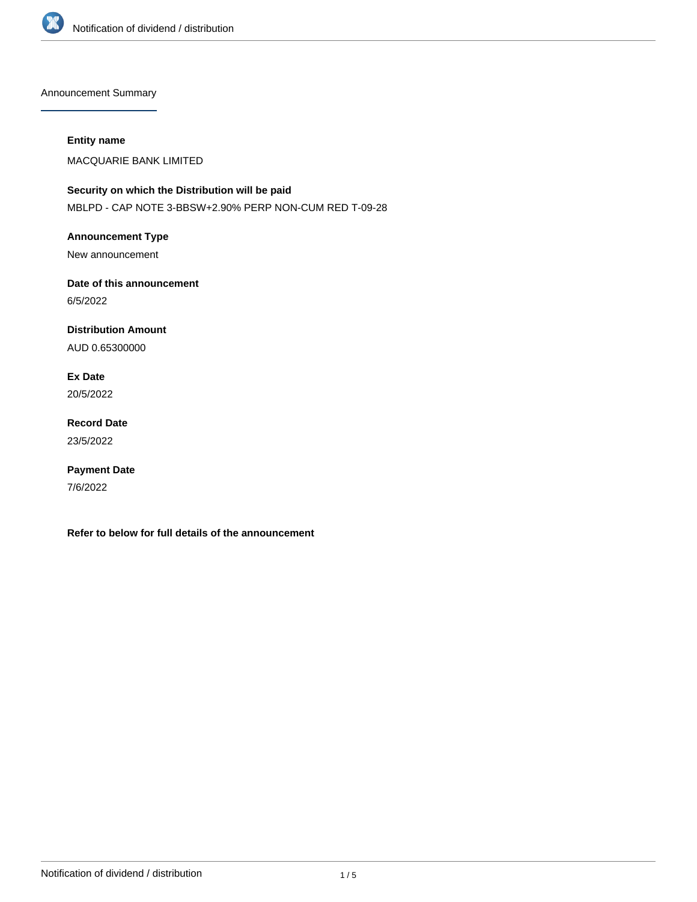## Announcement Summary

**Entity name**

MACQUARIE BANK LIMITED

**Security on which the Distribution will be paid**

MBLPD - CAP NOTE 3-BBSW+2.90% PERP NON-CUM RED T-09-28

**Announcement Type**

New announcement

**Date of this announcement**

6/5/2022

**Distribution Amount**

AUD 0.65300000

**Ex Date**

20/5/2022

**Record Date**

23/5/2022

**Payment Date**

7/6/2022

**Refer to below for full details of the announcement**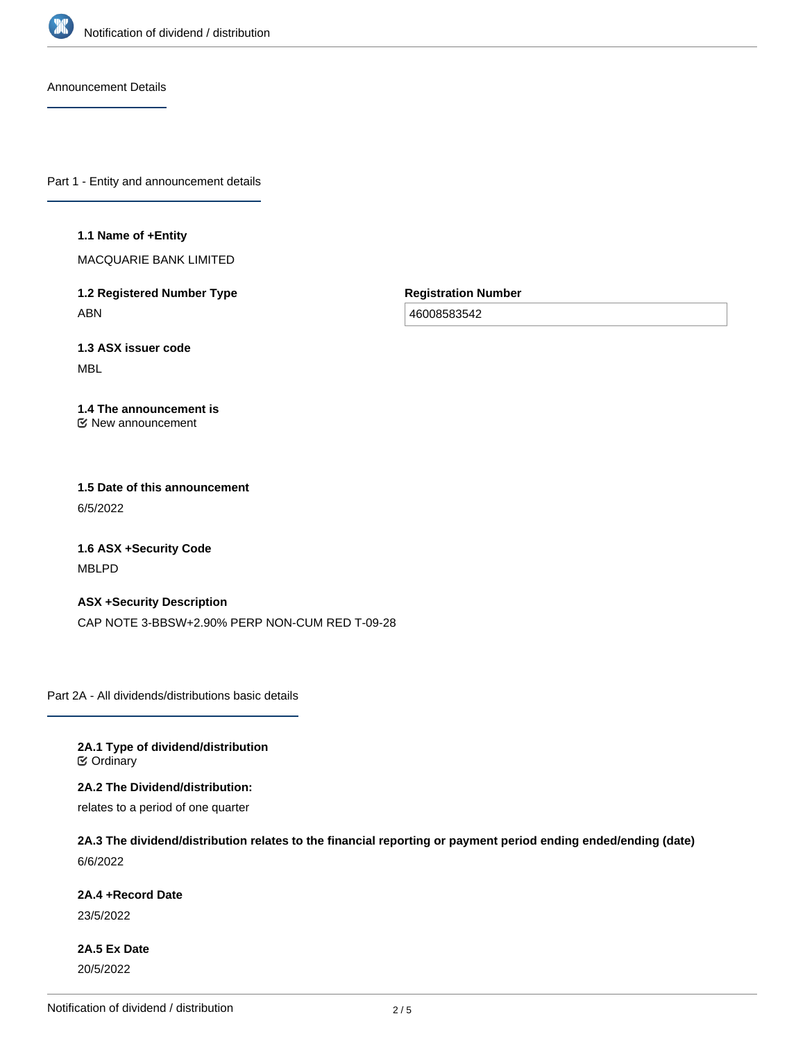Announcement Details

## Part 1 - Entity and announcement details

**1.1 Name of +Entity**

MACQUARIE BANK LIMITED

**1.2 Registered Number Type**

ABN

**Registration Number**

46008583542

**1.3 ASX issuer code**

MBL

**1.4 The announcement is**

New announcement

**1.5 Date of this announcement**

6/5/2022

**1.6 ASX +Security Code**

MBLPD

**ASX +Security Description**

CAP NOTE 3-BBSW+2.90% PERP NON-CUM RED T-09-28

## Part 2A - All dividends/distributions basic details

**2A.1 Type of dividend/distribution**

Ordinary

**2A.2 The Dividend/distribution:**

relates to a period of one quarter

**2A.3 The dividend/distribution relates to the financial reporting or payment period ending ended/ending (date)**

6/6/2022

**2A.4 +Record Date**

23/5/2022

**2A.5 Ex Date**

20/5/2022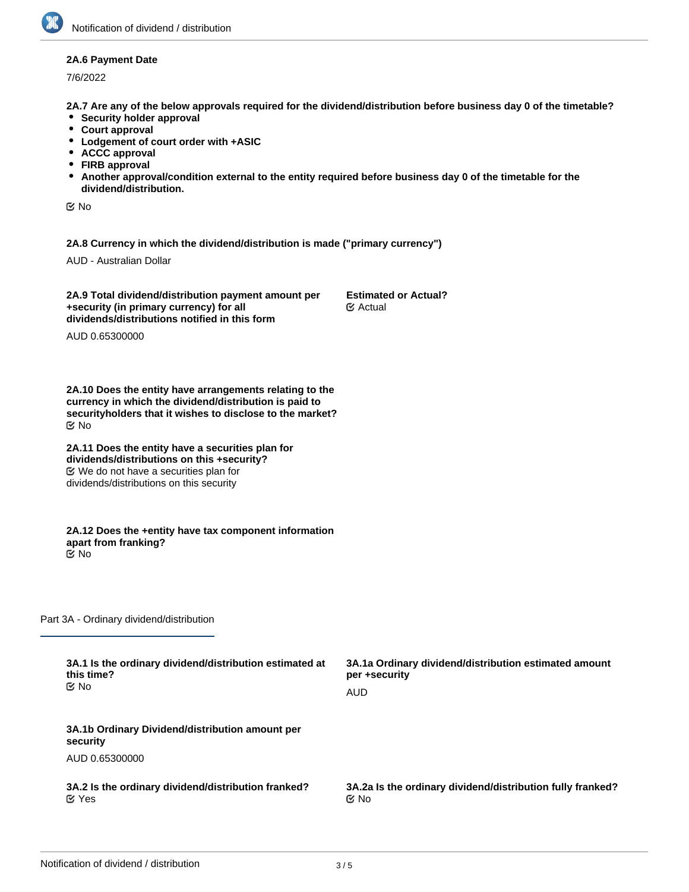**2A.6 Payment Date**

7/6/2022

**2A.7 Are any of the below approvals required for the dividend/distribution before business day 0 of the timetable?**

- **Security holder approval**
- **Court approval**
- **Lodgement of court order with +ASIC**
- **ACCC approval**
- **FIRB approval**
- **Another approval/condition external to the entity required before business day 0 of the timetable for the dividend/distribution.**

☑ No

**2A.8 Currency in which the dividend/distribution is made ("primary currency")**

AUD - Australian Dollar

**2A.9 Total dividend/distribution payment amount per +security (in primary currency) for all dividends/distributions notified in this form**

AUD 0.65300000

**Estimated or Actual?**
☑ Actual

**2A.10 Does the entity have arrangements relating to the currency in which the dividend/distribution is paid to securityholders that it wishes to disclose to the market?**
☑ No

**2A.11 Does the entity have a securities plan for dividends/distributions on this +security?**
☑ We do not have a securities plan for dividends/distributions on this security

**2A.12 Does the +entity have tax component information apart from franking?**
☑ No

## Part 3A - Ordinary dividend/distribution

**3A.1 Is the ordinary dividend/distribution estimated at this time?**
☑ No

**3A.1a Ordinary dividend/distribution estimated amount per +security**

AUD

**3A.1b Ordinary Dividend/distribution amount per security**

AUD 0.65300000

**3A.2 Is the ordinary dividend/distribution franked?**
☑ Yes

**3A.2a Is the ordinary dividend/distribution fully franked?**
☑ No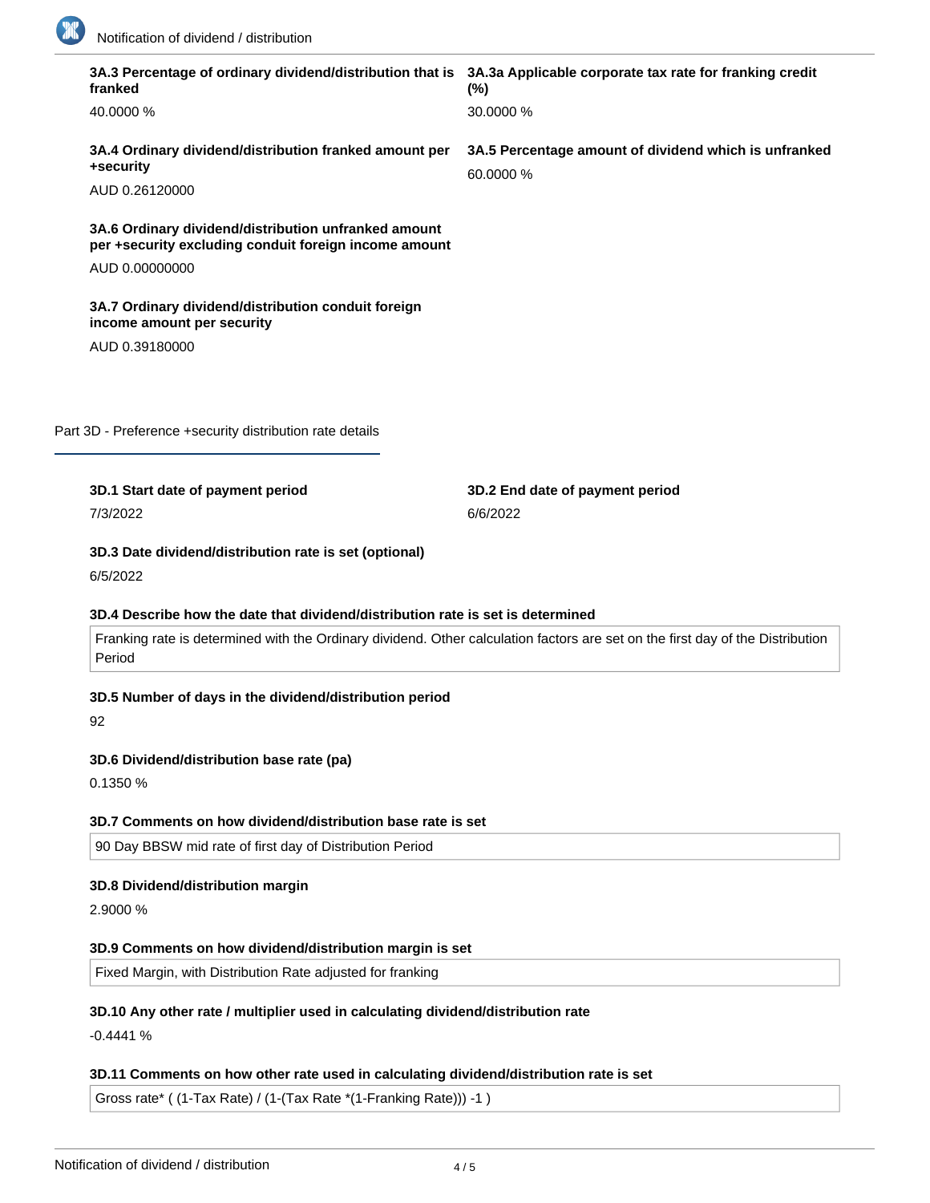**3A.3 Percentage of ordinary dividend/distribution that is franked**

40.0000 %

**3A.3a Applicable corporate tax rate for franking credit (%)**

30.0000 %

**3A.4 Ordinary dividend/distribution franked amount per +security**

AUD 0.26120000

**3A.5 Percentage amount of dividend which is unfranked**

60.0000 %

**3A.6 Ordinary dividend/distribution unfranked amount per +security excluding conduit foreign income amount**

AUD 0.00000000

**3A.7 Ordinary dividend/distribution conduit foreign income amount per security**

AUD 0.39180000

## Part 3D - Preference +security distribution rate details

**3D.1 Start date of payment period**

7/3/2022

**3D.2 End date of payment period**

6/6/2022

**3D.3 Date dividend/distribution rate is set (optional)**

6/5/2022

**3D.4 Describe how the date that dividend/distribution rate is set is determined**

Franking rate is determined with the Ordinary dividend. Other calculation factors are set on the first day of the Distribution Period

**3D.5 Number of days in the dividend/distribution period**

92

**3D.6 Dividend/distribution base rate (pa)**

0.1350 %

**3D.7 Comments on how dividend/distribution base rate is set**

90 Day BBSW mid rate of first day of Distribution Period

**3D.8 Dividend/distribution margin**

2.9000 %

**3D.9 Comments on how dividend/distribution margin is set**

Fixed Margin, with Distribution Rate adjusted for franking

**3D.10 Any other rate / multiplier used in calculating dividend/distribution rate**

-0.4441 %

**3D.11 Comments on how other rate used in calculating dividend/distribution rate is set**

Gross rate* ( (1-Tax Rate) / (1-(Tax Rate *(1-Franking Rate))) -1 )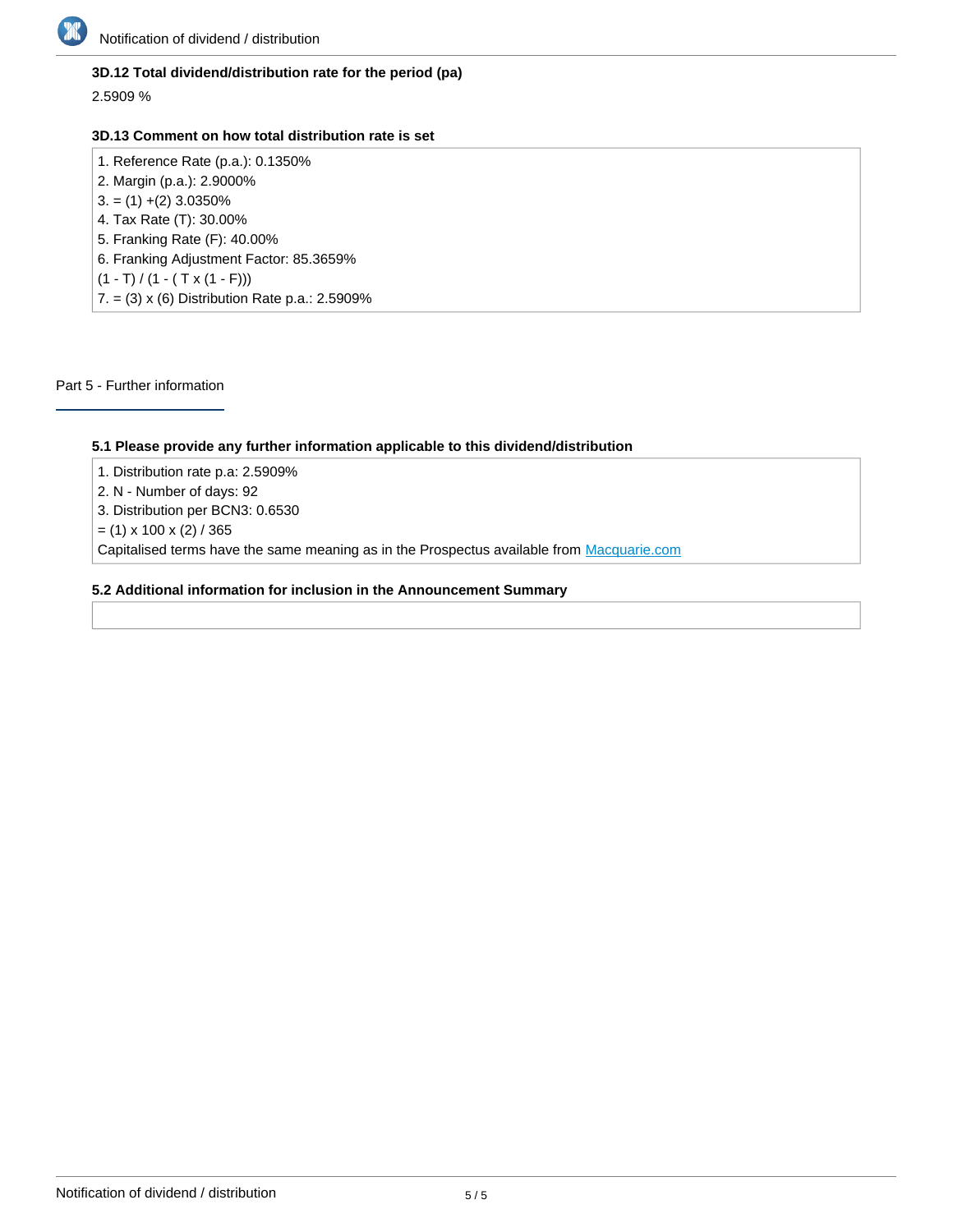**3D.12 Total dividend/distribution rate for the period (pa)**

2.5909 %

**3D.13 Comment on how total distribution rate is set**

1. Reference Rate (p.a.): 0.1350%
2. Margin (p.a.): 2.9000%
3. = (1) +(2) 3.0350%
4. Tax Rate (T): 30.00%
5. Franking Rate (F): 40.00%
6. Franking Adjustment Factor: 85.3659%

(1 - T) / (1 - ( T x (1 - F)))

7. = (3) x (6) Distribution Rate p.a.: 2.5909%

## Part 5 - Further information

**5.1 Please provide any further information applicable to this dividend/distribution**

1. Distribution rate p.a: 2.5909%
2. N - Number of days: 92
3. Distribution per BCN3: 0.6530

= (1) x 100 x (2) / 365

Capitalised terms have the same meaning as in the Prospectus available from Macquarie.com

**5.2 Additional information for inclusion in the Announcement Summary**